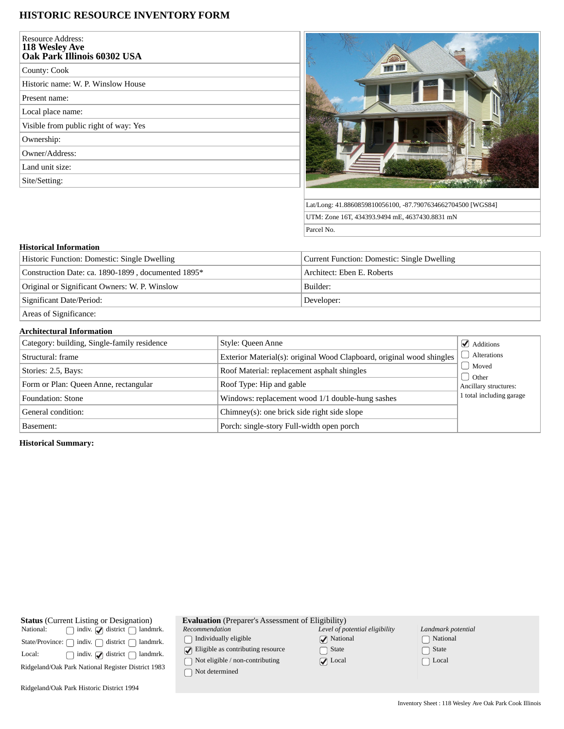# HISTORIC RESOURCE INVENTORY FORM

| Resource Address: **118 Wesley Ave Oak Park Illinois 60302 USA** |
|---|
| County: Cook |
| Historic name: W. P. Winslow House |
| Present name: |
| Local place name: |
| Visible from public right of way: Yes |
| Ownership: |
| Owner/Address: |
| Land unit size: |
| Site/Setting: |

| |
|---|
| Lat/Long: 41.8860859810056100, -87.7907634662704500 [WGS84] |
| UTM: Zone 16T, 434393.9494 mE, 4637430.8831 mN |
| Parcel No. |

### Historical Information

| | |
|---|---|
| Historic Function: Domestic: Single Dwelling | Current Function: Domestic: Single Dwelling |
| Construction Date: ca. 1890-1899 , documented 1895* | Architect: Eben E. Roberts |
| Original or Significant Owners: W. P. Winslow | Builder: |
| Significant Date/Period: | Developer: |
| Areas of Significance: | |

### Architectural Information

| | | |
|---|---|---|
| Category: building, Single-family residence | Style: Queen Anne | ☑ Additions |
| Structural: frame | Exterior Material(s): original Wood Clapboard, original wood shingles | ☐ Alterations |
| Stories: 2.5, Bays: | Roof Material: replacement asphalt shingles | ☐ Moved |
| Form or Plan: Queen Anne, rectangular | Roof Type: Hip and gable | ☐ Other |
| Foundation: Stone | Windows: replacement wood 1/1 double-hung sashes | Ancillary structures: 1 total including garage |
| General condition: | Chimney(s): one brick side right side slope | |
| Basement: | Porch: single-story Full-width open porch | |

**Historical Summary:**

**Status** (Current Listing or Designation)

| | | | |
|---|---|---|---|
| National: | ☐ indiv. | ☑ district | ☐ landmrk. |
| State/Province: | ☐ indiv. | ☐ district | ☐ landmrk. |
| Local: | ☐ indiv. | ☑ district | ☐ landmrk. |

Ridgeland/Oak Park National Register District 1983

Ridgeland/Oak Park Historic District 1994

**Evaluation** (Preparer's Assessment of Eligibility)

| *Recommendation* | *Level of potential eligibility* | *Landmark potential* |
|---|---|---|
| ☐ Individually eligible | ☑ National | ☐ National |
| ☑ Eligible as contributing resource | ☐ State | ☐ State |
| ☐ Not eligible / non-contributing | ☑ Local | ☐ Local |
| ☐ Not determined | | |

Inventory Sheet : 118 Wesley Ave Oak Park Cook Illinois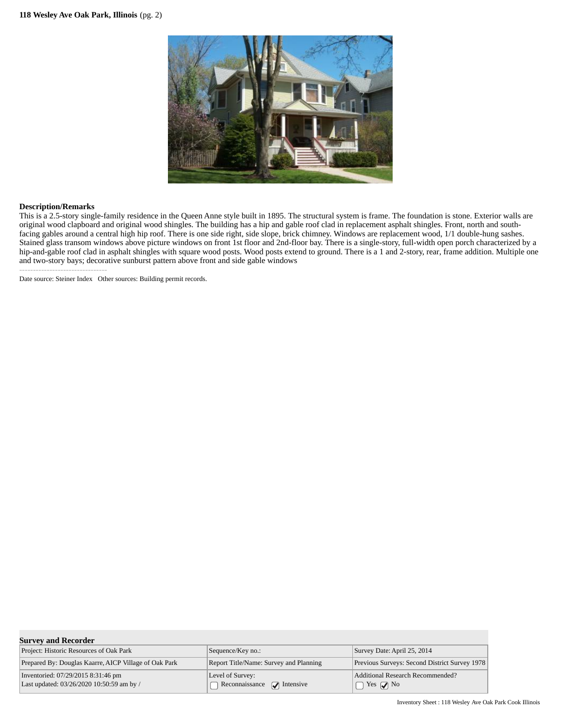### Description/Remarks

This is a 2.5-story single-family residence in the Queen Anne style built in 1895. The structural system is frame. The foundation is stone. Exterior walls are original wood clapboard and original wood shingles. The building has a hip and gable roof clad in replacement asphalt shingles. Front, north and south-facing gables around a central high hip roof. There is one side right, side slope, brick chimney. Windows are replacement wood, 1/1 double-hung sashes. Stained glass transom windows above picture windows on front 1st floor and 2nd-floor bay. There is a single-story, full-width open porch characterized by a hip-and-gable roof clad in asphalt shingles with square wood posts. Wood posts extend to ground. There is a 1 and 2-story, rear, frame addition. Multiple one and two-story bays; decorative sunburst pattern above front and side gable windows

Date source: Steiner Index   Other sources: Building permit records.

### Survey and Recorder

| | | |
|---|---|---|
| Project: Historic Resources of Oak Park | Sequence/Key no.: | Survey Date: April 25, 2014 |
| Prepared By: Douglas Kaarre, AICP Village of Oak Park | Report Title/Name: Survey and Planning | Previous Surveys: Second District Survey 1978 |
| Inventoried: 07/29/2015 8:31:46 pm<br>Last updated: 03/26/2020 10:50:59 am by / | Level of Survey:<br>☐ Reconnaissance ☑ Intensive | Additional Research Recommended?<br>☐ Yes ☑ No |